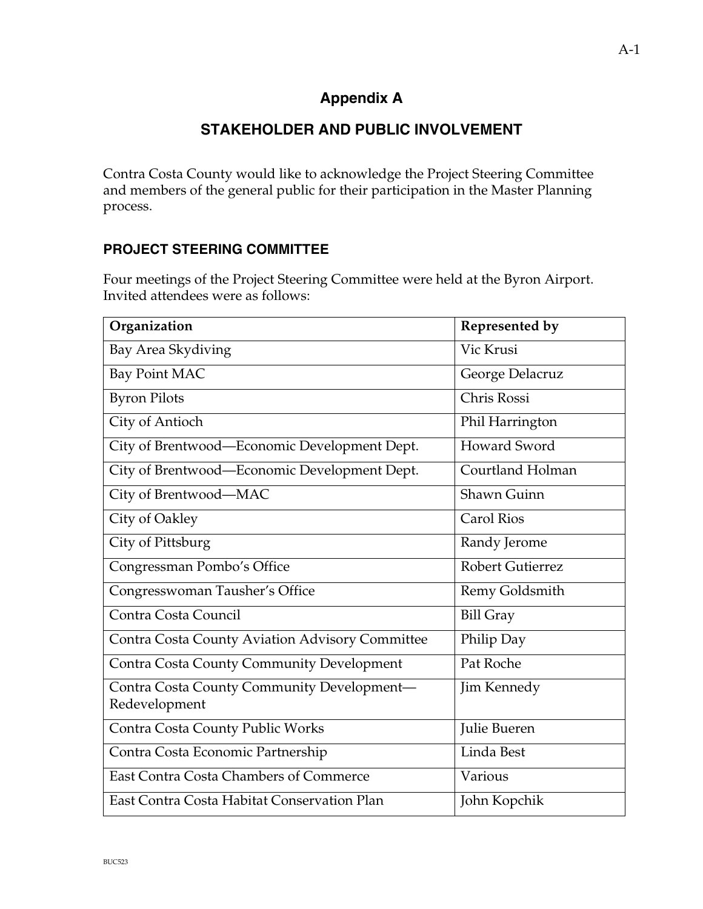# Appendix A

## STAKEHOLDER AND PUBLIC INVOLVEMENT

Contra Costa County would like to acknowledge the Project Steering Committee and members of the general public for their participation in the Master Planning process.

### PROJECT STEERING COMMITTEE

Four meetings of the Project Steering Committee were held at the Byron Airport. Invited attendees were as follows:

| Organization | Represented by |
|---|---|
| Bay Area Skydiving | Vic Krusi |
| Bay Point MAC | George Delacruz |
| Byron Pilots | Chris Rossi |
| City of Antioch | Phil Harrington |
| City of Brentwood—Economic Development Dept. | Howard Sword |
| City of Brentwood—Economic Development Dept. | Courtland Holman |
| City of Brentwood—MAC | Shawn Guinn |
| City of Oakley | Carol Rios |
| City of Pittsburg | Randy Jerome |
| Congressman Pombo's Office | Robert Gutierrez |
| Congresswoman Tausher's Office | Remy Goldsmith |
| Contra Costa Council | Bill Gray |
| Contra Costa County Aviation Advisory Committee | Philip Day |
| Contra Costa County Community Development | Pat Roche |
| Contra Costa County Community Development—Redevelopment | Jim Kennedy |
| Contra Costa County Public Works | Julie Bueren |
| Contra Costa Economic Partnership | Linda Best |
| East Contra Costa Chambers of Commerce | Various |
| East Contra Costa Habitat Conservation Plan | John Kopchik |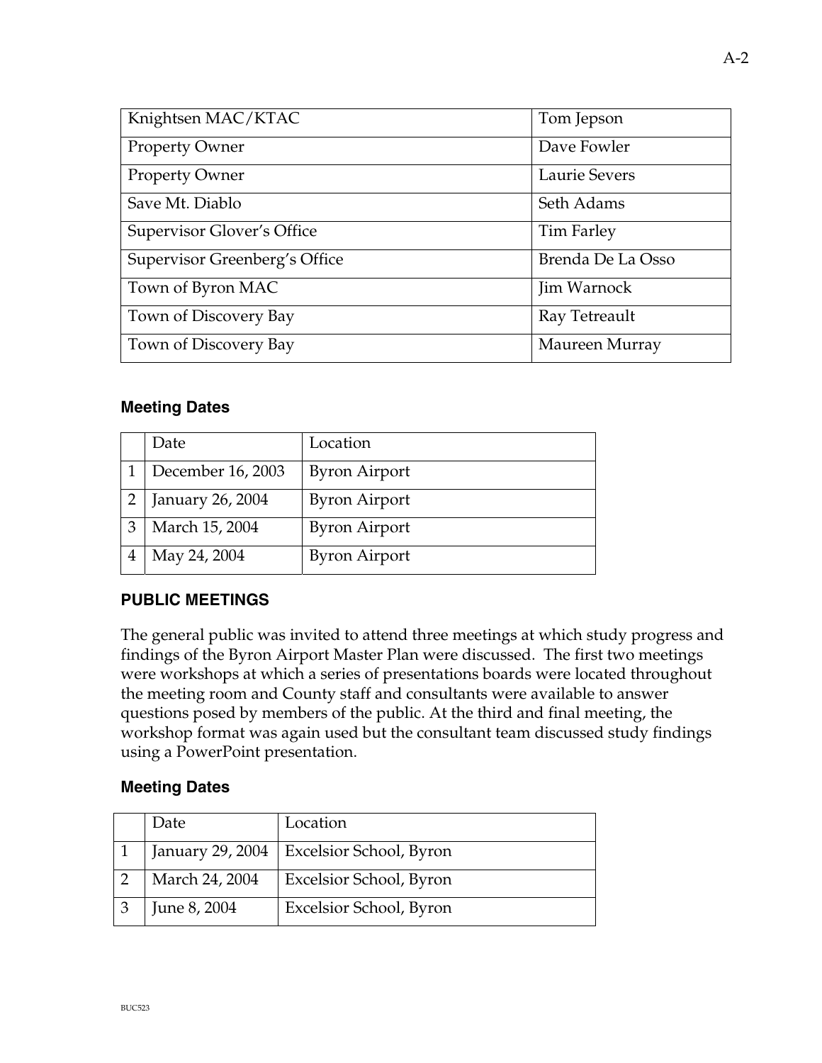| | |
|---|---|
| Knightsen MAC/KTAC | Tom Jepson |
| Property Owner | Dave Fowler |
| Property Owner | Laurie Severs |
| Save Mt. Diablo | Seth Adams |
| Supervisor Glover's Office | Tim Farley |
| Supervisor Greenberg's Office | Brenda De La Osso |
| Town of Byron MAC | Jim Warnock |
| Town of Discovery Bay | Ray Tetreault |
| Town of Discovery Bay | Maureen Murray |

### Meeting Dates

| | Date | Location |
|---|---|---|
| 1 | December 16, 2003 | Byron Airport |
| 2 | January 26, 2004 | Byron Airport |
| 3 | March 15, 2004 | Byron Airport |
| 4 | May 24, 2004 | Byron Airport |

## PUBLIC MEETINGS

The general public was invited to attend three meetings at which study progress and findings of the Byron Airport Master Plan were discussed. The first two meetings were workshops at which a series of presentations boards were located throughout the meeting room and County staff and consultants were available to answer questions posed by members of the public. At the third and final meeting, the workshop format was again used but the consultant team discussed study findings using a PowerPoint presentation.

### Meeting Dates

| | Date | Location |
|---|---|---|
| 1 | January 29, 2004 | Excelsior School, Byron |
| 2 | March 24, 2004 | Excelsior School, Byron |
| 3 | June 8, 2004 | Excelsior School, Byron |